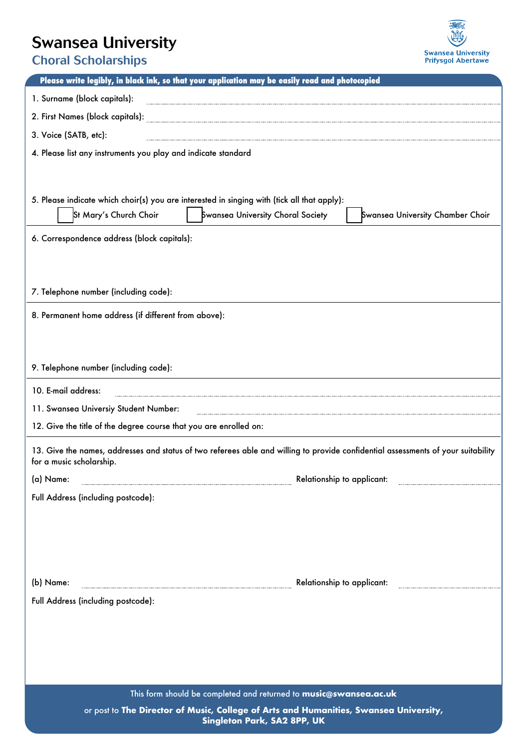# Swansea University

## Choral Scholarships

Swansea University
Prifysgol Abertawe

**Please write legibly, in black ink, so that your application may be easily read and photocopied**

1. Surname (block capitals): ..............................

2. First Names (block capitals): ..............................

3. Voice (SATB, etc): ..............................

4. Please list any instruments you play and indicate standard

5. Please indicate which choir(s) you are interested in singing with (tick all that apply):

☐ St Mary's Church Choir ☐ Swansea University Choral Society ☐ Swansea University Chamber Choir

6. Correspondence address (block capitals):

7. Telephone number (including code):

8. Permanent home address (if different from above):

9. Telephone number (including code):

10. E-mail address: ..............................

11. Swansea Universiy Student Number: ..............................

12. Give the title of the degree course that you are enrolled on:

13. Give the names, addresses and status of two referees able and willing to provide confidential assessments of your suitability for a music scholarship.

(a) Name: .............................. Relationship to applicant: ..............................

Full Address (including postcode):

(b) Name: .............................. Relationship to applicant: ..............................

Full Address (including postcode):

This form should be completed and returned to **music@swansea.ac.uk**

or post to **The Director of Music, College of Arts and Humanities, Swansea University, Singleton Park, SA2 8PP, UK**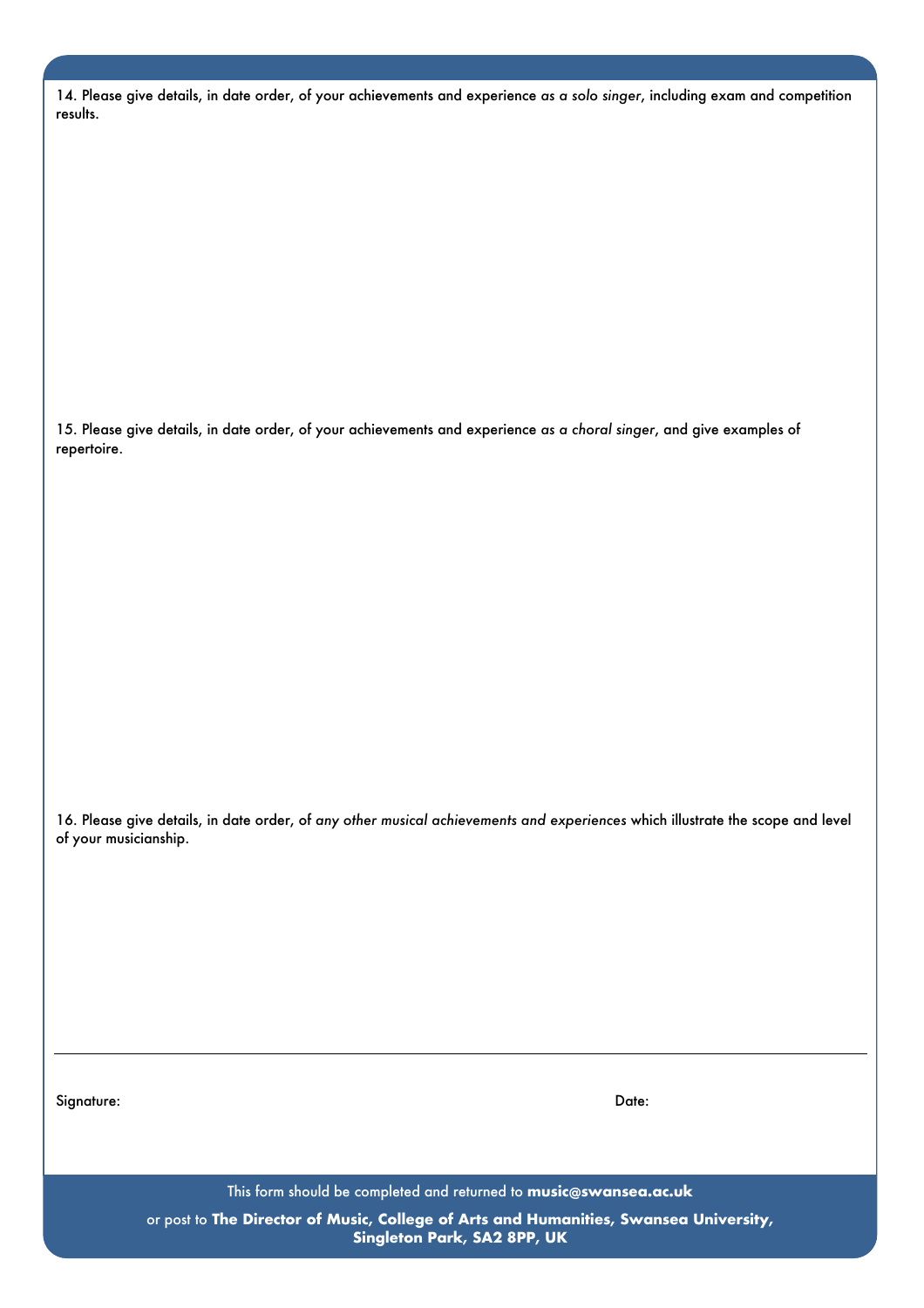14. Please give details, in date order, of your achievements and experience *as a solo singer*, including exam and competition results.

15. Please give details, in date order, of your achievements and experience *as a choral singer*, and give examples of repertoire.

16. Please give details, in date order, of *any other musical achievements and experiences* which illustrate the scope and level of your musicianship.

---

Signature: Date:

This form should be completed and returned to **music@swansea.ac.uk**

or post to **The Director of Music, College of Arts and Humanities, Swansea University, Singleton Park, SA2 8PP, UK**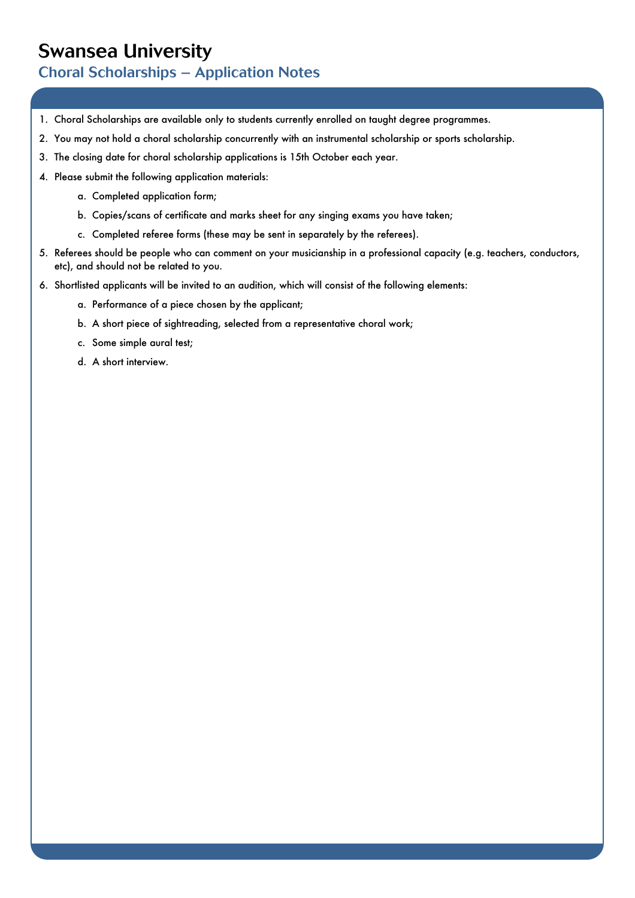# Swansea University

## Choral Scholarships – Application Notes

1. Choral Scholarships are available only to students currently enrolled on taught degree programmes.
2. You may not hold a choral scholarship concurrently with an instrumental scholarship or sports scholarship.
3. The closing date for choral scholarship applications is 15th October each year.
4. Please submit the following application materials:
   a. Completed application form;
   b. Copies/scans of certificate and marks sheet for any singing exams you have taken;
   c. Completed referee forms (these may be sent in separately by the referees).
5. Referees should be people who can comment on your musicianship in a professional capacity (e.g. teachers, conductors, etc), and should not be related to you.
6. Shortlisted applicants will be invited to an audition, which will consist of the following elements:
   a. Performance of a piece chosen by the applicant;
   b. A short piece of sightreading, selected from a representative choral work;
   c. Some simple aural test;
   d. A short interview.